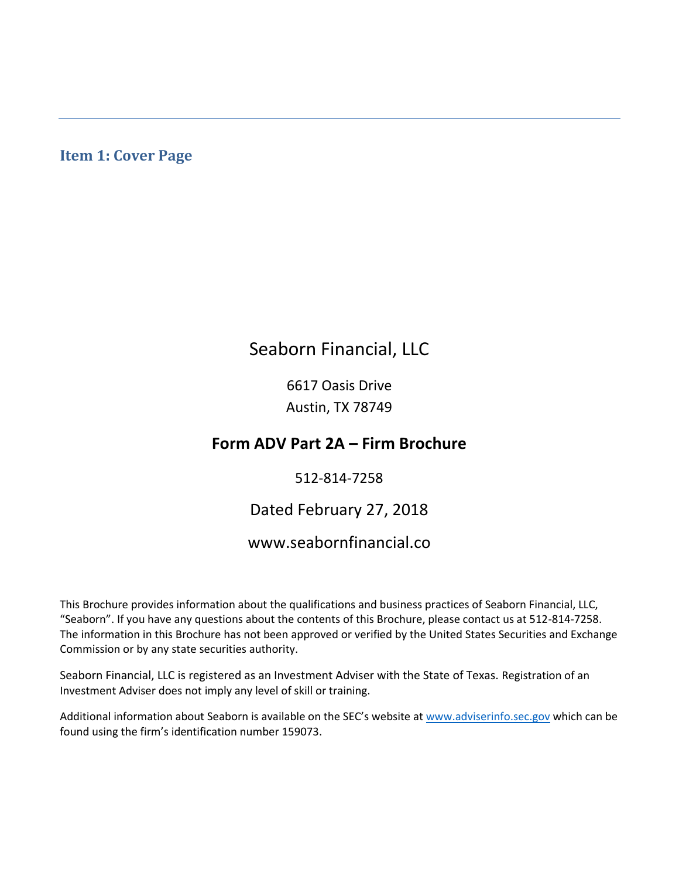## Item 1: Cover Page

Seaborn Financial, LLC

6617 Oasis Drive

Austin, TX 78749

**Form ADV Part 2A – Firm Brochure**

512-814-7258

Dated February 27, 2018

www.seabornfinancial.co

This Brochure provides information about the qualifications and business practices of Seaborn Financial, LLC, "Seaborn". If you have any questions about the contents of this Brochure, please contact us at 512-814-7258. The information in this Brochure has not been approved or verified by the United States Securities and Exchange Commission or by any state securities authority.

Seaborn Financial, LLC is registered as an Investment Adviser with the State of Texas. Registration of an Investment Adviser does not imply any level of skill or training.

Additional information about Seaborn is available on the SEC's website at [www.adviserinfo.sec.gov](http://www.adviserinfo.sec.gov) which can be found using the firm's identification number 159073.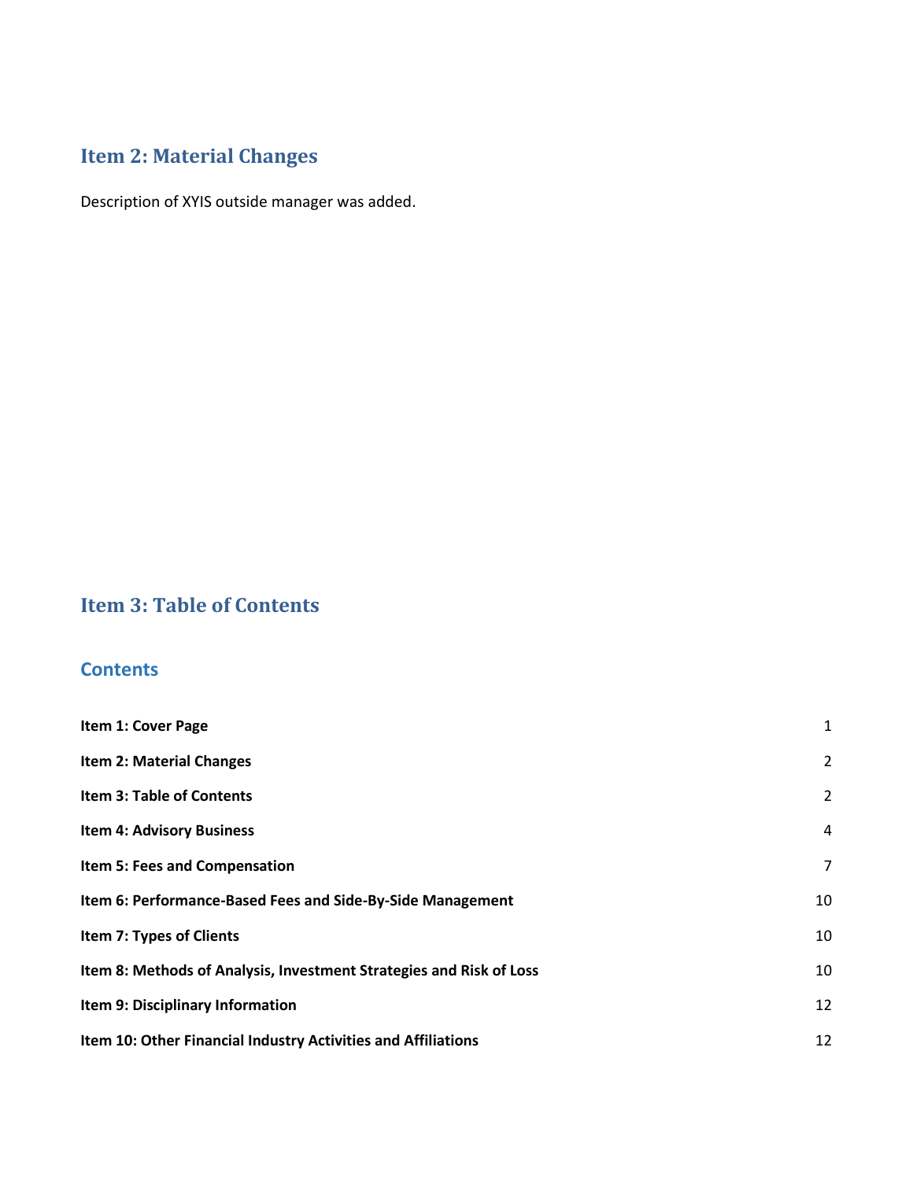## Item 2: Material Changes

Description of XYIS outside manager was added.

## Item 3: Table of Contents

### Contents

| | |
|---|---|
| **Item 1: Cover Page** | 1 |
| **Item 2: Material Changes** | 2 |
| **Item 3: Table of Contents** | 2 |
| **Item 4: Advisory Business** | 4 |
| **Item 5: Fees and Compensation** | 7 |
| **Item 6: Performance-Based Fees and Side-By-Side Management** | 10 |
| **Item 7: Types of Clients** | 10 |
| **Item 8: Methods of Analysis, Investment Strategies and Risk of Loss** | 10 |
| **Item 9: Disciplinary Information** | 12 |
| **Item 10: Other Financial Industry Activities and Affiliations** | 12 |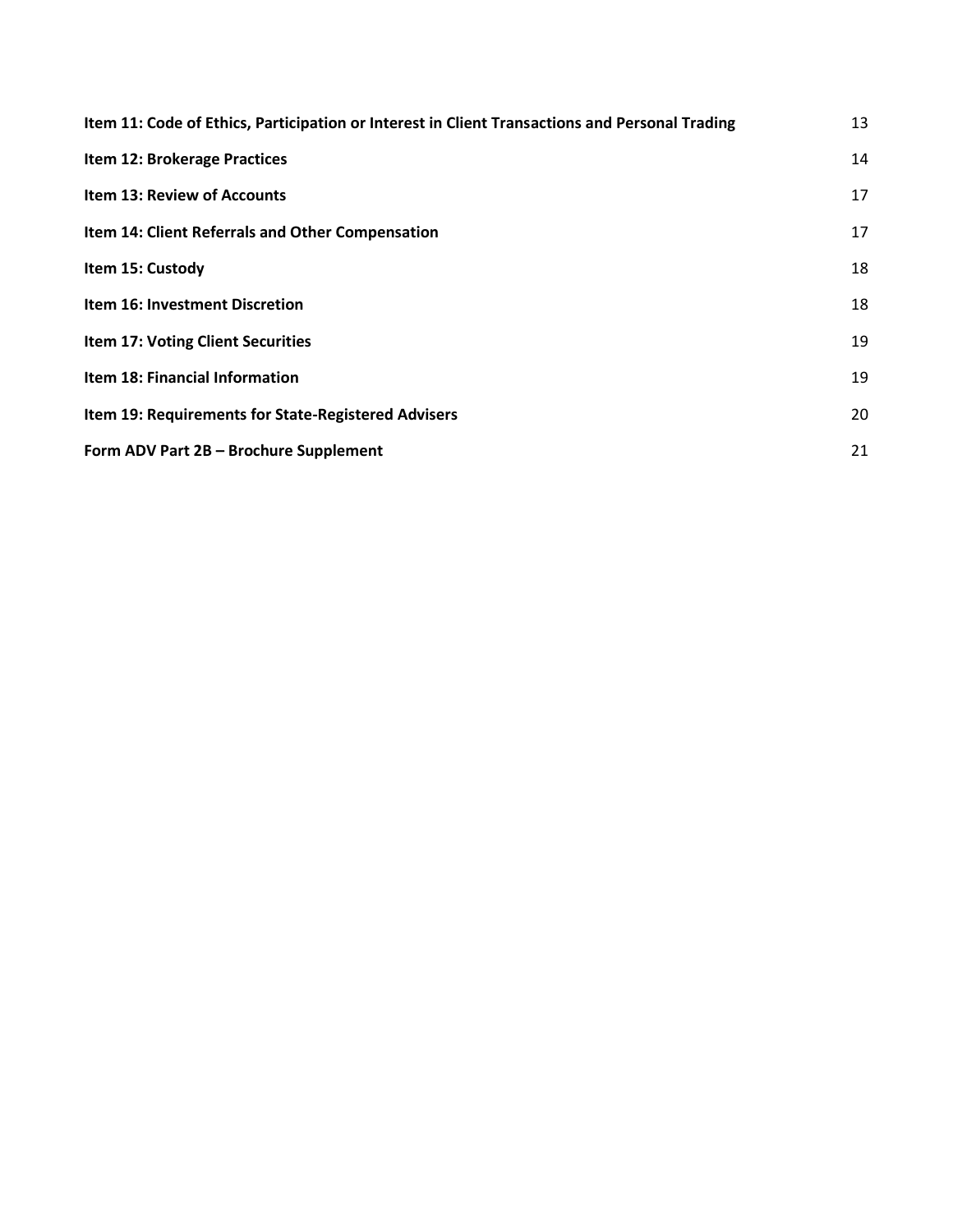| | |
|---|---|
| **Item 11: Code of Ethics, Participation or Interest in Client Transactions and Personal Trading** | 13 |
| **Item 12: Brokerage Practices** | 14 |
| **Item 13: Review of Accounts** | 17 |
| **Item 14: Client Referrals and Other Compensation** | 17 |
| **Item 15: Custody** | 18 |
| **Item 16: Investment Discretion** | 18 |
| **Item 17: Voting Client Securities** | 19 |
| **Item 18: Financial Information** | 19 |
| **Item 19: Requirements for State-Registered Advisers** | 20 |
| **Form ADV Part 2B – Brochure Supplement** | 21 |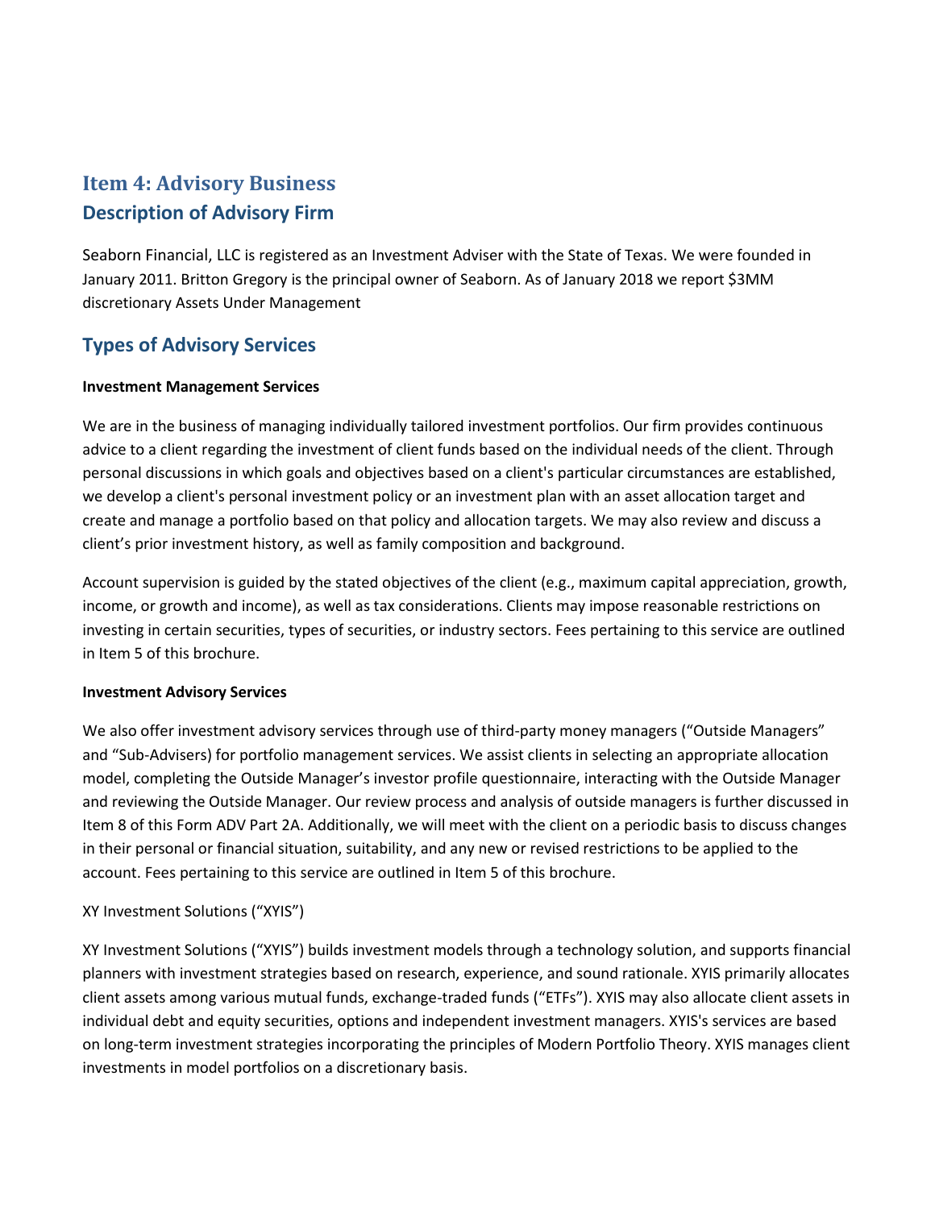# Item 4: Advisory Business

## Description of Advisory Firm

Seaborn Financial, LLC is registered as an Investment Adviser with the State of Texas. We were founded in January 2011. Britton Gregory is the principal owner of Seaborn. As of January 2018 we report $3MM discretionary Assets Under Management

## Types of Advisory Services

**Investment Management Services**

We are in the business of managing individually tailored investment portfolios. Our firm provides continuous advice to a client regarding the investment of client funds based on the individual needs of the client. Through personal discussions in which goals and objectives based on a client's particular circumstances are established, we develop a client's personal investment policy or an investment plan with an asset allocation target and create and manage a portfolio based on that policy and allocation targets. We may also review and discuss a client's prior investment history, as well as family composition and background.

Account supervision is guided by the stated objectives of the client (e.g., maximum capital appreciation, growth, income, or growth and income), as well as tax considerations. Clients may impose reasonable restrictions on investing in certain securities, types of securities, or industry sectors. Fees pertaining to this service are outlined in Item 5 of this brochure.

**Investment Advisory Services**

We also offer investment advisory services through use of third-party money managers ("Outside Managers" and "Sub-Advisers) for portfolio management services. We assist clients in selecting an appropriate allocation model, completing the Outside Manager's investor profile questionnaire, interacting with the Outside Manager and reviewing the Outside Manager. Our review process and analysis of outside managers is further discussed in Item 8 of this Form ADV Part 2A. Additionally, we will meet with the client on a periodic basis to discuss changes in their personal or financial situation, suitability, and any new or revised restrictions to be applied to the account. Fees pertaining to this service are outlined in Item 5 of this brochure.

XY Investment Solutions ("XYIS")

XY Investment Solutions ("XYIS") builds investment models through a technology solution, and supports financial planners with investment strategies based on research, experience, and sound rationale. XYIS primarily allocates client assets among various mutual funds, exchange-traded funds ("ETFs"). XYIS may also allocate client assets in individual debt and equity securities, options and independent investment managers. XYIS's services are based on long-term investment strategies incorporating the principles of Modern Portfolio Theory. XYIS manages client investments in model portfolios on a discretionary basis.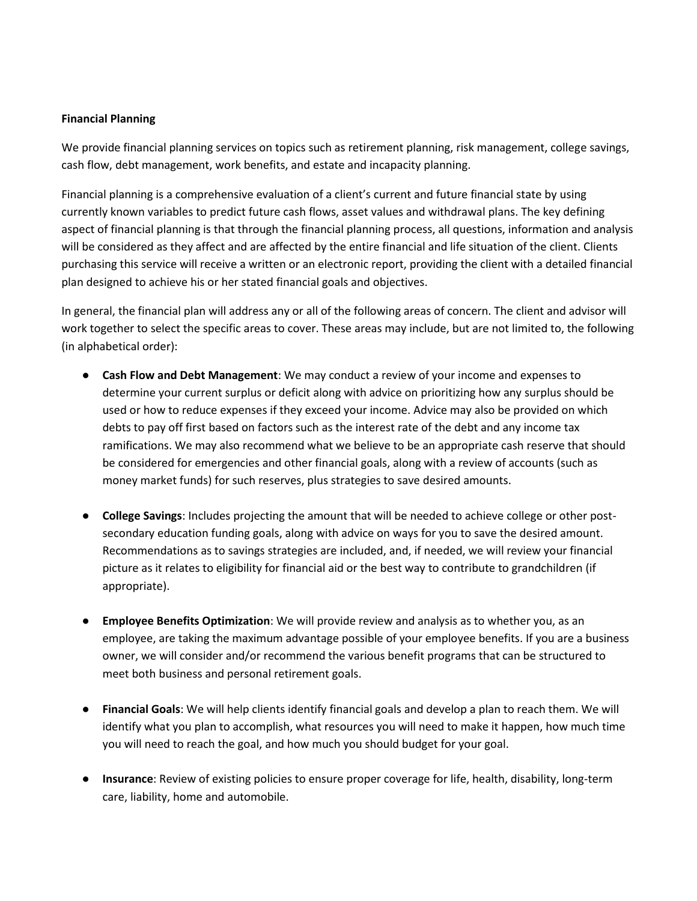**Financial Planning**

We provide financial planning services on topics such as retirement planning, risk management, college savings, cash flow, debt management, work benefits, and estate and incapacity planning.

Financial planning is a comprehensive evaluation of a client's current and future financial state by using currently known variables to predict future cash flows, asset values and withdrawal plans. The key defining aspect of financial planning is that through the financial planning process, all questions, information and analysis will be considered as they affect and are affected by the entire financial and life situation of the client. Clients purchasing this service will receive a written or an electronic report, providing the client with a detailed financial plan designed to achieve his or her stated financial goals and objectives.

In general, the financial plan will address any or all of the following areas of concern. The client and advisor will work together to select the specific areas to cover. These areas may include, but are not limited to, the following (in alphabetical order):

- **Cash Flow and Debt Management**: We may conduct a review of your income and expenses to determine your current surplus or deficit along with advice on prioritizing how any surplus should be used or how to reduce expenses if they exceed your income. Advice may also be provided on which debts to pay off first based on factors such as the interest rate of the debt and any income tax ramifications. We may also recommend what we believe to be an appropriate cash reserve that should be considered for emergencies and other financial goals, along with a review of accounts (such as money market funds) for such reserves, plus strategies to save desired amounts.

- **College Savings**: Includes projecting the amount that will be needed to achieve college or other post-secondary education funding goals, along with advice on ways for you to save the desired amount. Recommendations as to savings strategies are included, and, if needed, we will review your financial picture as it relates to eligibility for financial aid or the best way to contribute to grandchildren (if appropriate).

- **Employee Benefits Optimization**: We will provide review and analysis as to whether you, as an employee, are taking the maximum advantage possible of your employee benefits. If you are a business owner, we will consider and/or recommend the various benefit programs that can be structured to meet both business and personal retirement goals.

- **Financial Goals**: We will help clients identify financial goals and develop a plan to reach them. We will identify what you plan to accomplish, what resources you will need to make it happen, how much time you will need to reach the goal, and how much you should budget for your goal.

- **Insurance**: Review of existing policies to ensure proper coverage for life, health, disability, long-term care, liability, home and automobile.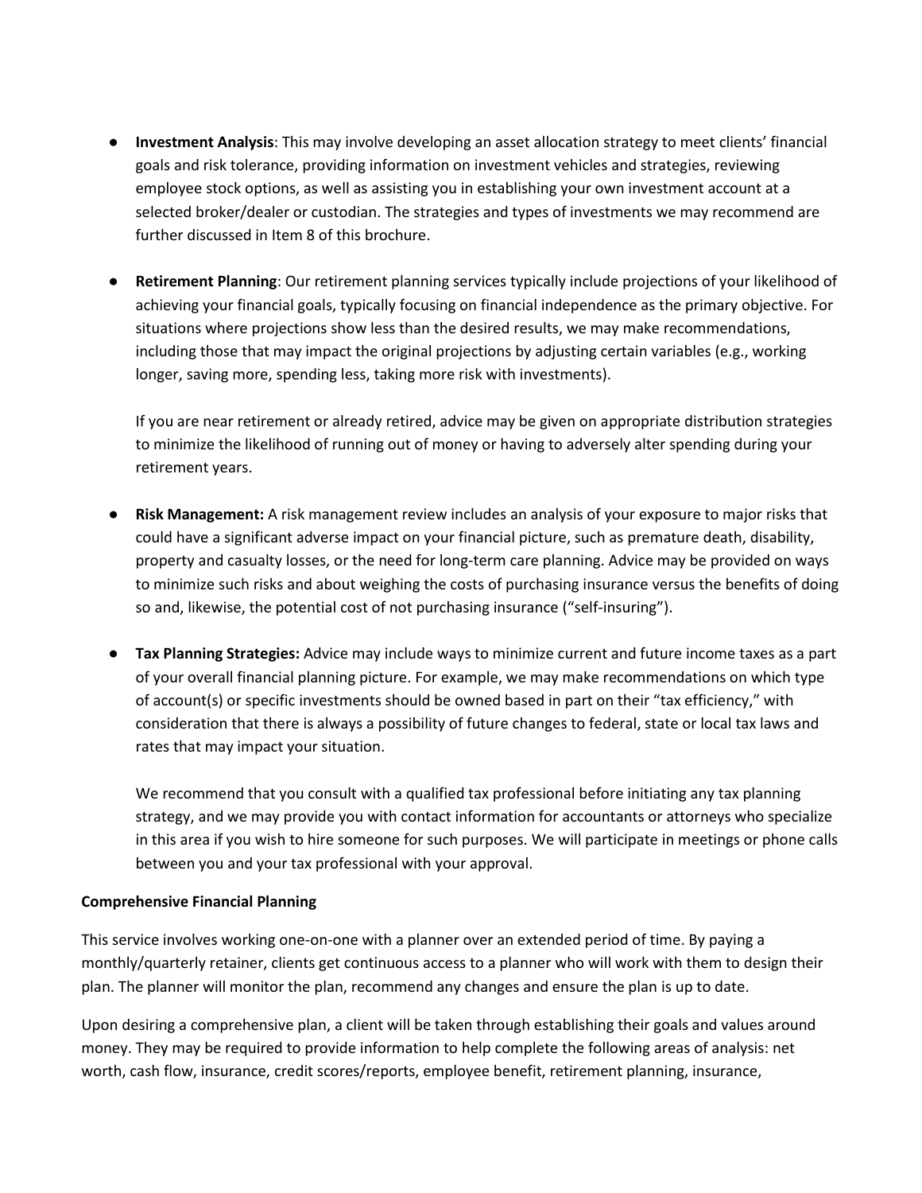- **Investment Analysis**: This may involve developing an asset allocation strategy to meet clients' financial goals and risk tolerance, providing information on investment vehicles and strategies, reviewing employee stock options, as well as assisting you in establishing your own investment account at a selected broker/dealer or custodian. The strategies and types of investments we may recommend are further discussed in Item 8 of this brochure.

- **Retirement Planning**: Our retirement planning services typically include projections of your likelihood of achieving your financial goals, typically focusing on financial independence as the primary objective. For situations where projections show less than the desired results, we may make recommendations, including those that may impact the original projections by adjusting certain variables (e.g., working longer, saving more, spending less, taking more risk with investments).

  If you are near retirement or already retired, advice may be given on appropriate distribution strategies to minimize the likelihood of running out of money or having to adversely alter spending during your retirement years.

- **Risk Management:** A risk management review includes an analysis of your exposure to major risks that could have a significant adverse impact on your financial picture, such as premature death, disability, property and casualty losses, or the need for long-term care planning. Advice may be provided on ways to minimize such risks and about weighing the costs of purchasing insurance versus the benefits of doing so and, likewise, the potential cost of not purchasing insurance ("self-insuring").

- **Tax Planning Strategies:** Advice may include ways to minimize current and future income taxes as a part of your overall financial planning picture. For example, we may make recommendations on which type of account(s) or specific investments should be owned based in part on their "tax efficiency," with consideration that there is always a possibility of future changes to federal, state or local tax laws and rates that may impact your situation.

  We recommend that you consult with a qualified tax professional before initiating any tax planning strategy, and we may provide you with contact information for accountants or attorneys who specialize in this area if you wish to hire someone for such purposes. We will participate in meetings or phone calls between you and your tax professional with your approval.

**Comprehensive Financial Planning**

This service involves working one-on-one with a planner over an extended period of time. By paying a monthly/quarterly retainer, clients get continuous access to a planner who will work with them to design their plan. The planner will monitor the plan, recommend any changes and ensure the plan is up to date.

Upon desiring a comprehensive plan, a client will be taken through establishing their goals and values around money. They may be required to provide information to help complete the following areas of analysis: net worth, cash flow, insurance, credit scores/reports, employee benefit, retirement planning, insurance,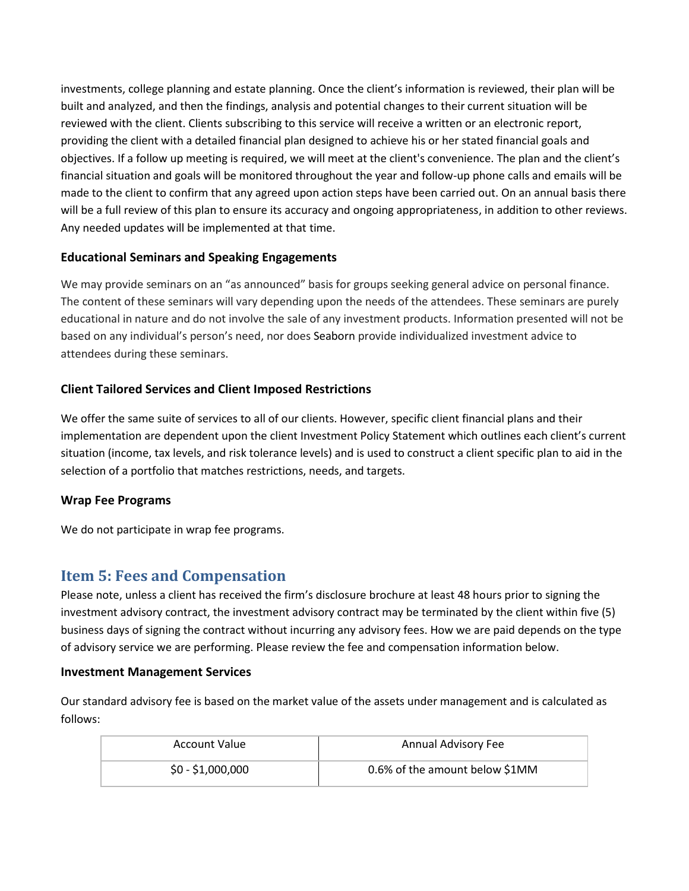investments, college planning and estate planning. Once the client's information is reviewed, their plan will be built and analyzed, and then the findings, analysis and potential changes to their current situation will be reviewed with the client. Clients subscribing to this service will receive a written or an electronic report, providing the client with a detailed financial plan designed to achieve his or her stated financial goals and objectives. If a follow up meeting is required, we will meet at the client's convenience. The plan and the client's financial situation and goals will be monitored throughout the year and follow-up phone calls and emails will be made to the client to confirm that any agreed upon action steps have been carried out. On an annual basis there will be a full review of this plan to ensure its accuracy and ongoing appropriateness, in addition to other reviews. Any needed updates will be implemented at that time.

### Educational Seminars and Speaking Engagements

We may provide seminars on an "as announced" basis for groups seeking general advice on personal finance. The content of these seminars will vary depending upon the needs of the attendees. These seminars are purely educational in nature and do not involve the sale of any investment products. Information presented will not be based on any individual's person's need, nor does Seaborn provide individualized investment advice to attendees during these seminars.

### Client Tailored Services and Client Imposed Restrictions

We offer the same suite of services to all of our clients. However, specific client financial plans and their implementation are dependent upon the client Investment Policy Statement which outlines each client's current situation (income, tax levels, and risk tolerance levels) and is used to construct a client specific plan to aid in the selection of a portfolio that matches restrictions, needs, and targets.

### Wrap Fee Programs

We do not participate in wrap fee programs.

## Item 5: Fees and Compensation

Please note, unless a client has received the firm's disclosure brochure at least 48 hours prior to signing the investment advisory contract, the investment advisory contract may be terminated by the client within five (5) business days of signing the contract without incurring any advisory fees. How we are paid depends on the type of advisory service we are performing. Please review the fee and compensation information below.

### Investment Management Services

Our standard advisory fee is based on the market value of the assets under management and is calculated as follows:

| Account Value | Annual Advisory Fee |
| --- | --- |
| $0 - $1,000,000 | 0.6% of the amount below $1MM |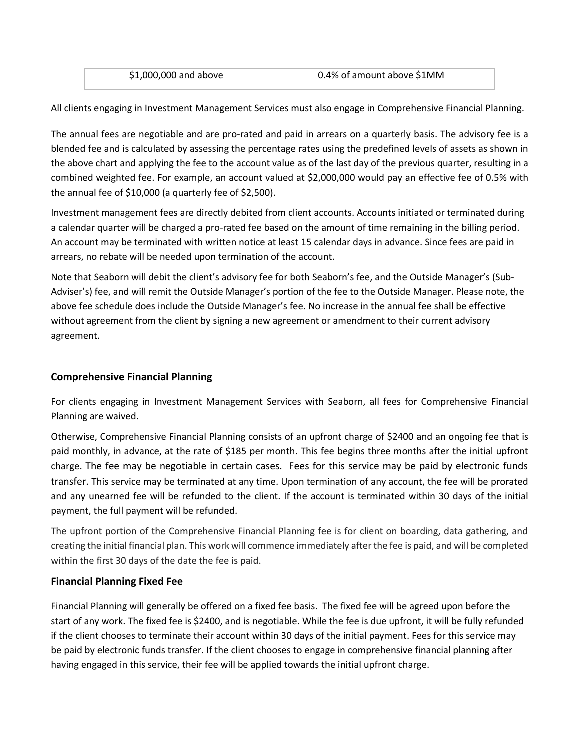| $1,000,000 and above | 0.4% of amount above $1MM |
|---|---|

All clients engaging in Investment Management Services must also engage in Comprehensive Financial Planning.

The annual fees are negotiable and are pro-rated and paid in arrears on a quarterly basis. The advisory fee is a blended fee and is calculated by assessing the percentage rates using the predefined levels of assets as shown in the above chart and applying the fee to the account value as of the last day of the previous quarter, resulting in a combined weighted fee. For example, an account valued at $2,000,000 would pay an effective fee of 0.5% with the annual fee of $10,000 (a quarterly fee of $2,500).

Investment management fees are directly debited from client accounts. Accounts initiated or terminated during a calendar quarter will be charged a pro-rated fee based on the amount of time remaining in the billing period. An account may be terminated with written notice at least 15 calendar days in advance. Since fees are paid in arrears, no rebate will be needed upon termination of the account.

Note that Seaborn will debit the client's advisory fee for both Seaborn's fee, and the Outside Manager's (Sub-Adviser's) fee, and will remit the Outside Manager's portion of the fee to the Outside Manager. Please note, the above fee schedule does include the Outside Manager's fee. No increase in the annual fee shall be effective without agreement from the client by signing a new agreement or amendment to their current advisory agreement.

### Comprehensive Financial Planning

For clients engaging in Investment Management Services with Seaborn, all fees for Comprehensive Financial Planning are waived.

Otherwise, Comprehensive Financial Planning consists of an upfront charge of $2400 and an ongoing fee that is paid monthly, in advance, at the rate of $185 per month. This fee begins three months after the initial upfront charge. The fee may be negotiable in certain cases. Fees for this service may be paid by electronic funds transfer. This service may be terminated at any time. Upon termination of any account, the fee will be prorated and any unearned fee will be refunded to the client. If the account is terminated within 30 days of the initial payment, the full payment will be refunded.

The upfront portion of the Comprehensive Financial Planning fee is for client on boarding, data gathering, and creating the initial financial plan. This work will commence immediately after the fee is paid, and will be completed within the first 30 days of the date the fee is paid.

### Financial Planning Fixed Fee

Financial Planning will generally be offered on a fixed fee basis. The fixed fee will be agreed upon before the start of any work. The fixed fee is $2400, and is negotiable. While the fee is due upfront, it will be fully refunded if the client chooses to terminate their account within 30 days of the initial payment. Fees for this service may be paid by electronic funds transfer. If the client chooses to engage in comprehensive financial planning after having engaged in this service, their fee will be applied towards the initial upfront charge.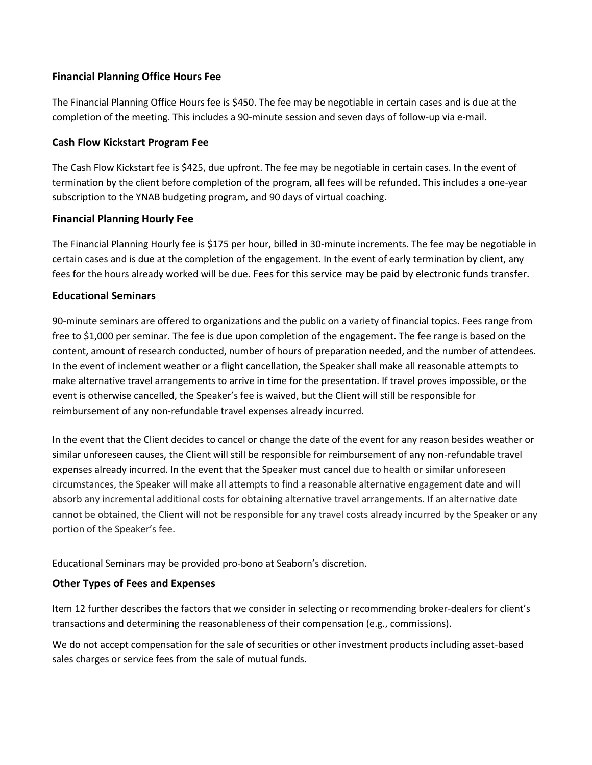### Financial Planning Office Hours Fee

The Financial Planning Office Hours fee is $450. The fee may be negotiable in certain cases and is due at the completion of the meeting. This includes a 90-minute session and seven days of follow-up via e-mail.

### Cash Flow Kickstart Program Fee

The Cash Flow Kickstart fee is $425, due upfront. The fee may be negotiable in certain cases. In the event of termination by the client before completion of the program, all fees will be refunded. This includes a one-year subscription to the YNAB budgeting program, and 90 days of virtual coaching.

### Financial Planning Hourly Fee

The Financial Planning Hourly fee is $175 per hour, billed in 30-minute increments. The fee may be negotiable in certain cases and is due at the completion of the engagement. In the event of early termination by client, any fees for the hours already worked will be due. Fees for this service may be paid by electronic funds transfer.

### Educational Seminars

90-minute seminars are offered to organizations and the public on a variety of financial topics. Fees range from free to $1,000 per seminar. The fee is due upon completion of the engagement. The fee range is based on the content, amount of research conducted, number of hours of preparation needed, and the number of attendees. In the event of inclement weather or a flight cancellation, the Speaker shall make all reasonable attempts to make alternative travel arrangements to arrive in time for the presentation. If travel proves impossible, or the event is otherwise cancelled, the Speaker's fee is waived, but the Client will still be responsible for reimbursement of any non-refundable travel expenses already incurred.

In the event that the Client decides to cancel or change the date of the event for any reason besides weather or similar unforeseen causes, the Client will still be responsible for reimbursement of any non-refundable travel expenses already incurred. In the event that the Speaker must cancel due to health or similar unforeseen circumstances, the Speaker will make all attempts to find a reasonable alternative engagement date and will absorb any incremental additional costs for obtaining alternative travel arrangements. If an alternative date cannot be obtained, the Client will not be responsible for any travel costs already incurred by the Speaker or any portion of the Speaker's fee.

Educational Seminars may be provided pro-bono at Seaborn's discretion.

### Other Types of Fees and Expenses

Item 12 further describes the factors that we consider in selecting or recommending broker-dealers for client's transactions and determining the reasonableness of their compensation (e.g., commissions).

We do not accept compensation for the sale of securities or other investment products including asset-based sales charges or service fees from the sale of mutual funds.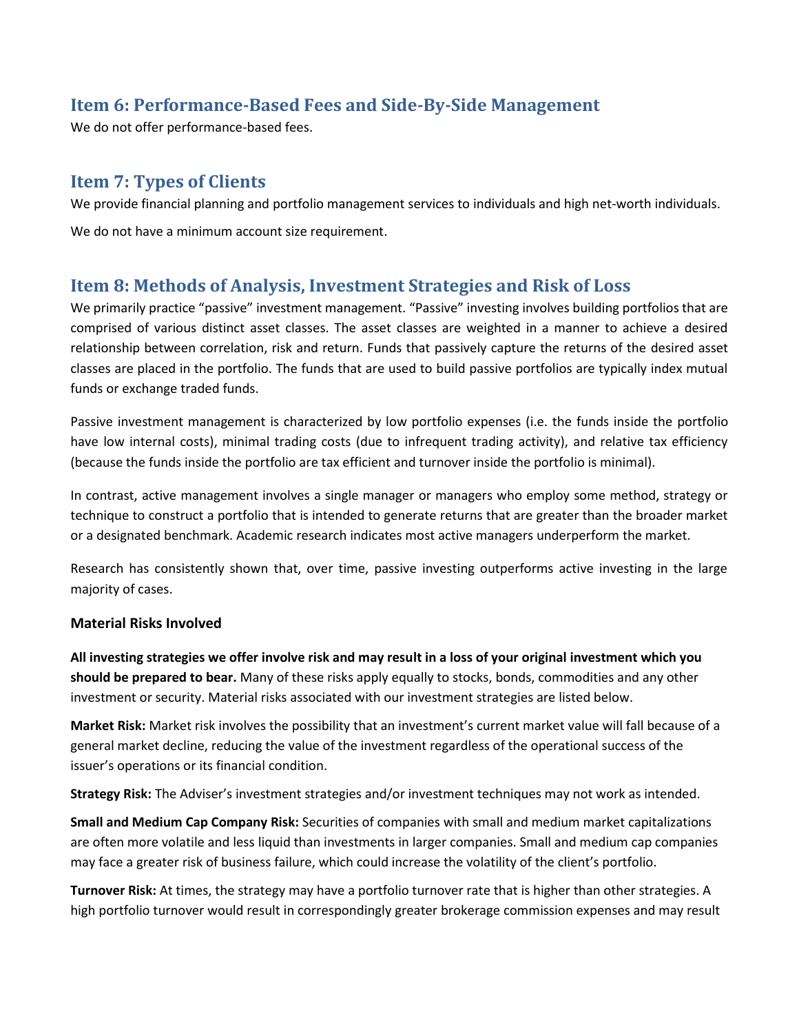## Item 6: Performance-Based Fees and Side-By-Side Management

We do not offer performance-based fees.

## Item 7: Types of Clients

We provide financial planning and portfolio management services to individuals and high net-worth individuals.

We do not have a minimum account size requirement.

## Item 8: Methods of Analysis, Investment Strategies and Risk of Loss

We primarily practice "passive" investment management. "Passive" investing involves building portfolios that are comprised of various distinct asset classes. The asset classes are weighted in a manner to achieve a desired relationship between correlation, risk and return. Funds that passively capture the returns of the desired asset classes are placed in the portfolio. The funds that are used to build passive portfolios are typically index mutual funds or exchange traded funds.

Passive investment management is characterized by low portfolio expenses (i.e. the funds inside the portfolio have low internal costs), minimal trading costs (due to infrequent trading activity), and relative tax efficiency (because the funds inside the portfolio are tax efficient and turnover inside the portfolio is minimal).

In contrast, active management involves a single manager or managers who employ some method, strategy or technique to construct a portfolio that is intended to generate returns that are greater than the broader market or a designated benchmark. Academic research indicates most active managers underperform the market.

Research has consistently shown that, over time, passive investing outperforms active investing in the large majority of cases.

### Material Risks Involved

**All investing strategies we offer involve risk and may result in a loss of your original investment which you should be prepared to bear.** Many of these risks apply equally to stocks, bonds, commodities and any other investment or security. Material risks associated with our investment strategies are listed below.

**Market Risk:** Market risk involves the possibility that an investment's current market value will fall because of a general market decline, reducing the value of the investment regardless of the operational success of the issuer's operations or its financial condition.

**Strategy Risk:** The Adviser's investment strategies and/or investment techniques may not work as intended.

**Small and Medium Cap Company Risk:** Securities of companies with small and medium market capitalizations are often more volatile and less liquid than investments in larger companies. Small and medium cap companies may face a greater risk of business failure, which could increase the volatility of the client's portfolio.

**Turnover Risk:** At times, the strategy may have a portfolio turnover rate that is higher than other strategies. A high portfolio turnover would result in correspondingly greater brokerage commission expenses and may result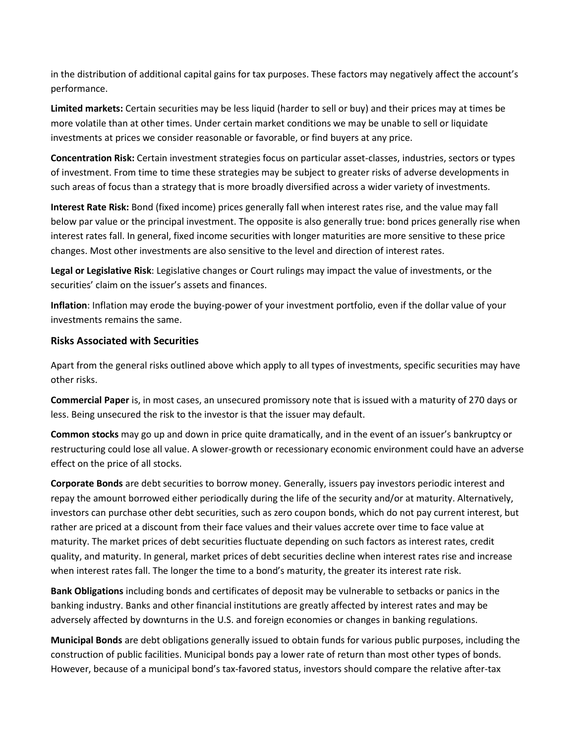in the distribution of additional capital gains for tax purposes. These factors may negatively affect the account's performance.

**Limited markets:** Certain securities may be less liquid (harder to sell or buy) and their prices may at times be more volatile than at other times. Under certain market conditions we may be unable to sell or liquidate investments at prices we consider reasonable or favorable, or find buyers at any price.

**Concentration Risk:** Certain investment strategies focus on particular asset-classes, industries, sectors or types of investment. From time to time these strategies may be subject to greater risks of adverse developments in such areas of focus than a strategy that is more broadly diversified across a wider variety of investments.

**Interest Rate Risk:** Bond (fixed income) prices generally fall when interest rates rise, and the value may fall below par value or the principal investment. The opposite is also generally true: bond prices generally rise when interest rates fall. In general, fixed income securities with longer maturities are more sensitive to these price changes. Most other investments are also sensitive to the level and direction of interest rates.

**Legal or Legislative Risk**: Legislative changes or Court rulings may impact the value of investments, or the securities' claim on the issuer's assets and finances.

**Inflation**: Inflation may erode the buying-power of your investment portfolio, even if the dollar value of your investments remains the same.

### Risks Associated with Securities

Apart from the general risks outlined above which apply to all types of investments, specific securities may have other risks.

**Commercial Paper** is, in most cases, an unsecured promissory note that is issued with a maturity of 270 days or less. Being unsecured the risk to the investor is that the issuer may default.

**Common stocks** may go up and down in price quite dramatically, and in the event of an issuer's bankruptcy or restructuring could lose all value. A slower-growth or recessionary economic environment could have an adverse effect on the price of all stocks.

**Corporate Bonds** are debt securities to borrow money. Generally, issuers pay investors periodic interest and repay the amount borrowed either periodically during the life of the security and/or at maturity. Alternatively, investors can purchase other debt securities, such as zero coupon bonds, which do not pay current interest, but rather are priced at a discount from their face values and their values accrete over time to face value at maturity. The market prices of debt securities fluctuate depending on such factors as interest rates, credit quality, and maturity. In general, market prices of debt securities decline when interest rates rise and increase when interest rates fall. The longer the time to a bond's maturity, the greater its interest rate risk.

**Bank Obligations** including bonds and certificates of deposit may be vulnerable to setbacks or panics in the banking industry. Banks and other financial institutions are greatly affected by interest rates and may be adversely affected by downturns in the U.S. and foreign economies or changes in banking regulations.

**Municipal Bonds** are debt obligations generally issued to obtain funds for various public purposes, including the construction of public facilities. Municipal bonds pay a lower rate of return than most other types of bonds. However, because of a municipal bond's tax-favored status, investors should compare the relative after-tax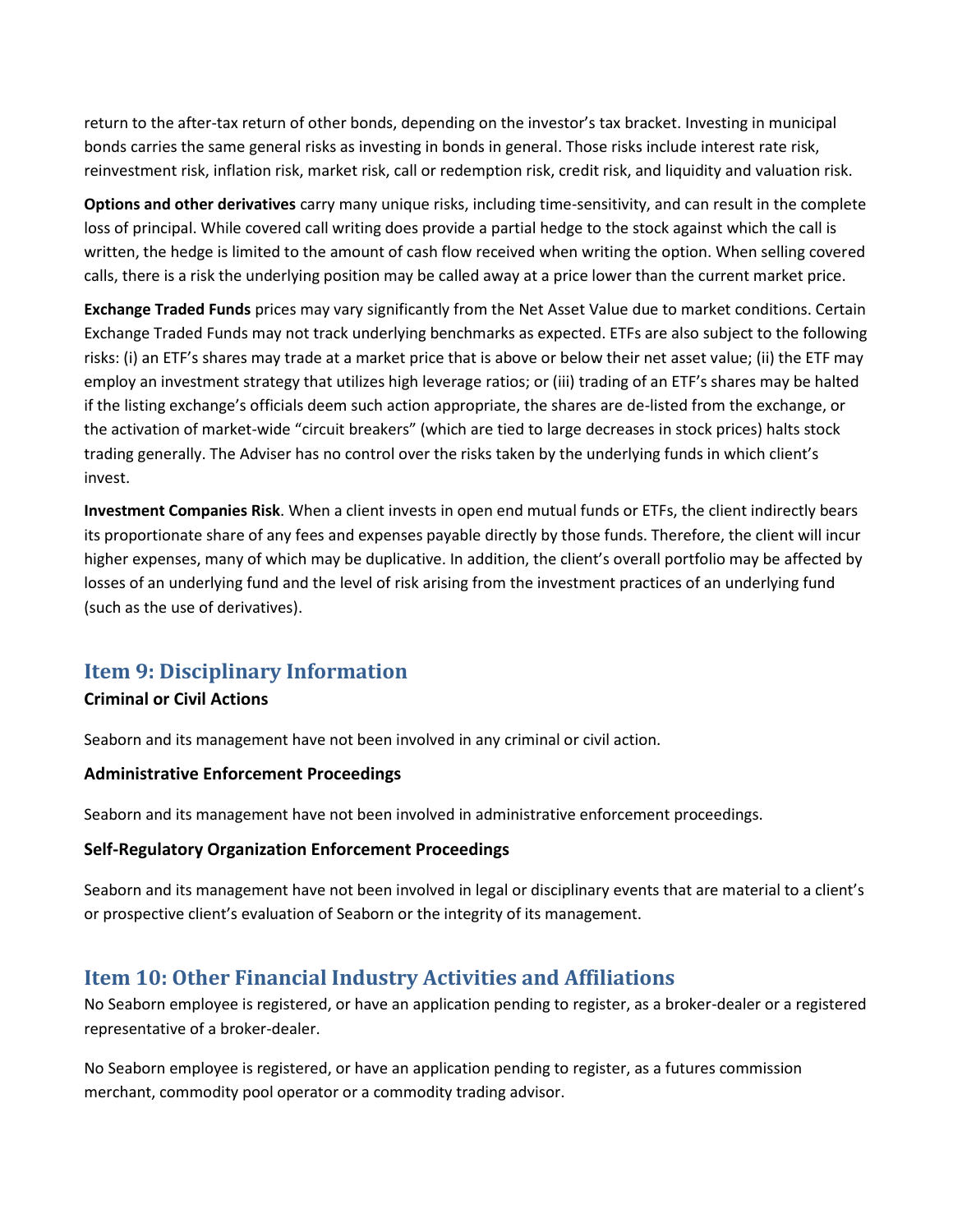return to the after-tax return of other bonds, depending on the investor's tax bracket. Investing in municipal bonds carries the same general risks as investing in bonds in general. Those risks include interest rate risk, reinvestment risk, inflation risk, market risk, call or redemption risk, credit risk, and liquidity and valuation risk.

**Options and other derivatives** carry many unique risks, including time-sensitivity, and can result in the complete loss of principal. While covered call writing does provide a partial hedge to the stock against which the call is written, the hedge is limited to the amount of cash flow received when writing the option. When selling covered calls, there is a risk the underlying position may be called away at a price lower than the current market price.

**Exchange Traded Funds** prices may vary significantly from the Net Asset Value due to market conditions. Certain Exchange Traded Funds may not track underlying benchmarks as expected. ETFs are also subject to the following risks: (i) an ETF's shares may trade at a market price that is above or below their net asset value; (ii) the ETF may employ an investment strategy that utilizes high leverage ratios; or (iii) trading of an ETF's shares may be halted if the listing exchange's officials deem such action appropriate, the shares are de-listed from the exchange, or the activation of market-wide "circuit breakers" (which are tied to large decreases in stock prices) halts stock trading generally. The Adviser has no control over the risks taken by the underlying funds in which client's invest.

**Investment Companies Risk**. When a client invests in open end mutual funds or ETFs, the client indirectly bears its proportionate share of any fees and expenses payable directly by those funds. Therefore, the client will incur higher expenses, many of which may be duplicative. In addition, the client's overall portfolio may be affected by losses of an underlying fund and the level of risk arising from the investment practices of an underlying fund (such as the use of derivatives).

## Item 9: Disciplinary Information

### Criminal or Civil Actions

Seaborn and its management have not been involved in any criminal or civil action.

### Administrative Enforcement Proceedings

Seaborn and its management have not been involved in administrative enforcement proceedings.

### Self-Regulatory Organization Enforcement Proceedings

Seaborn and its management have not been involved in legal or disciplinary events that are material to a client's or prospective client's evaluation of Seaborn or the integrity of its management.

## Item 10: Other Financial Industry Activities and Affiliations

No Seaborn employee is registered, or have an application pending to register, as a broker-dealer or a registered representative of a broker-dealer.

No Seaborn employee is registered, or have an application pending to register, as a futures commission merchant, commodity pool operator or a commodity trading advisor.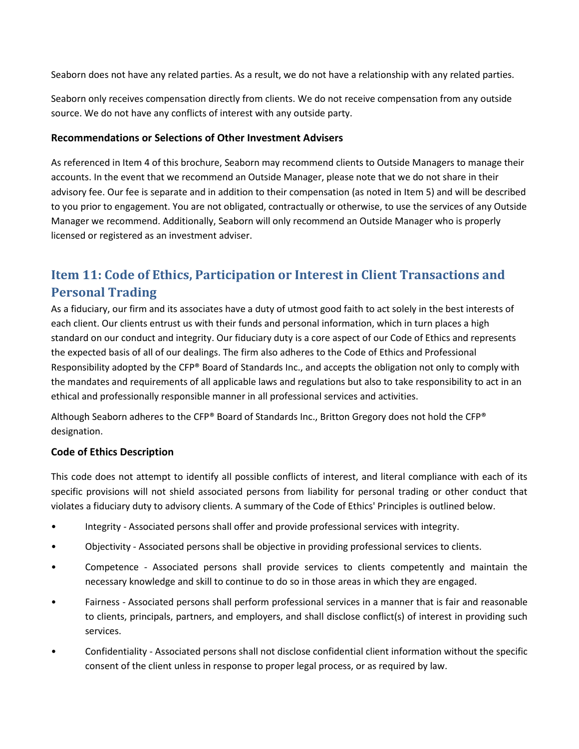Seaborn does not have any related parties. As a result, we do not have a relationship with any related parties.

Seaborn only receives compensation directly from clients. We do not receive compensation from any outside source. We do not have any conflicts of interest with any outside party.

### Recommendations or Selections of Other Investment Advisers

As referenced in Item 4 of this brochure, Seaborn may recommend clients to Outside Managers to manage their accounts. In the event that we recommend an Outside Manager, please note that we do not share in their advisory fee. Our fee is separate and in addition to their compensation (as noted in Item 5) and will be described to you prior to engagement. You are not obligated, contractually or otherwise, to use the services of any Outside Manager we recommend. Additionally, Seaborn will only recommend an Outside Manager who is properly licensed or registered as an investment adviser.

## Item 11: Code of Ethics, Participation or Interest in Client Transactions and Personal Trading

As a fiduciary, our firm and its associates have a duty of utmost good faith to act solely in the best interests of each client. Our clients entrust us with their funds and personal information, which in turn places a high standard on our conduct and integrity. Our fiduciary duty is a core aspect of our Code of Ethics and represents the expected basis of all of our dealings. The firm also adheres to the Code of Ethics and Professional Responsibility adopted by the CFP® Board of Standards Inc., and accepts the obligation not only to comply with the mandates and requirements of all applicable laws and regulations but also to take responsibility to act in an ethical and professionally responsible manner in all professional services and activities.

Although Seaborn adheres to the CFP® Board of Standards Inc., Britton Gregory does not hold the CFP® designation.

### Code of Ethics Description

This code does not attempt to identify all possible conflicts of interest, and literal compliance with each of its specific provisions will not shield associated persons from liability for personal trading or other conduct that violates a fiduciary duty to advisory clients. A summary of the Code of Ethics' Principles is outlined below.

- Integrity - Associated persons shall offer and provide professional services with integrity.
- Objectivity - Associated persons shall be objective in providing professional services to clients.
- Competence - Associated persons shall provide services to clients competently and maintain the necessary knowledge and skill to continue to do so in those areas in which they are engaged.
- Fairness - Associated persons shall perform professional services in a manner that is fair and reasonable to clients, principals, partners, and employers, and shall disclose conflict(s) of interest in providing such services.
- Confidentiality - Associated persons shall not disclose confidential client information without the specific consent of the client unless in response to proper legal process, or as required by law.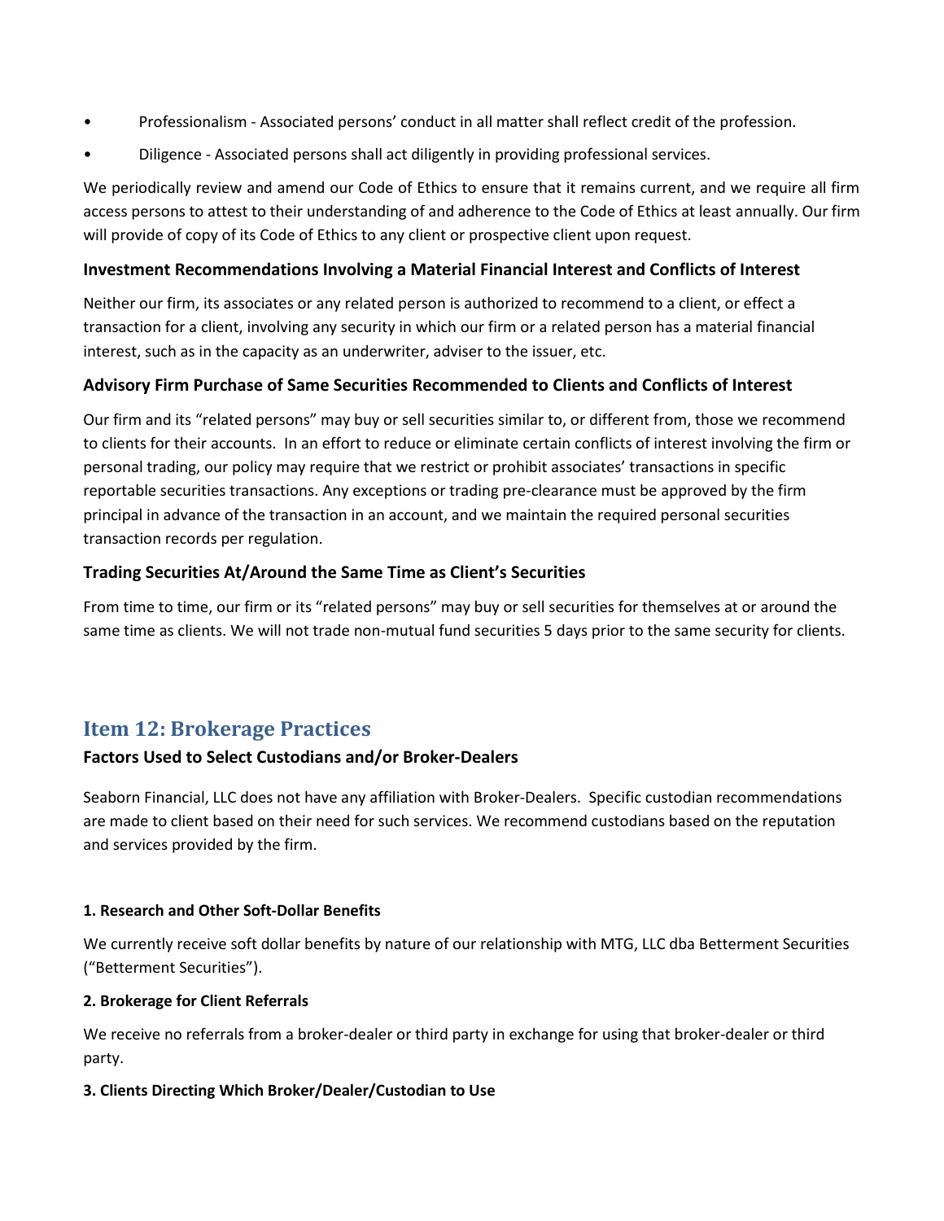- Professionalism - Associated persons' conduct in all matter shall reflect credit of the profession.
- Diligence - Associated persons shall act diligently in providing professional services.

We periodically review and amend our Code of Ethics to ensure that it remains current, and we require all firm access persons to attest to their understanding of and adherence to the Code of Ethics at least annually. Our firm will provide of copy of its Code of Ethics to any client or prospective client upon request.

### Investment Recommendations Involving a Material Financial Interest and Conflicts of Interest

Neither our firm, its associates or any related person is authorized to recommend to a client, or effect a transaction for a client, involving any security in which our firm or a related person has a material financial interest, such as in the capacity as an underwriter, adviser to the issuer, etc.

### Advisory Firm Purchase of Same Securities Recommended to Clients and Conflicts of Interest

Our firm and its "related persons" may buy or sell securities similar to, or different from, those we recommend to clients for their accounts. In an effort to reduce or eliminate certain conflicts of interest involving the firm or personal trading, our policy may require that we restrict or prohibit associates' transactions in specific reportable securities transactions. Any exceptions or trading pre-clearance must be approved by the firm principal in advance of the transaction in an account, and we maintain the required personal securities transaction records per regulation.

### Trading Securities At/Around the Same Time as Client's Securities

From time to time, our firm or its "related persons" may buy or sell securities for themselves at or around the same time as clients. We will not trade non-mutual fund securities 5 days prior to the same security for clients.

## Item 12: Brokerage Practices

### Factors Used to Select Custodians and/or Broker-Dealers

Seaborn Financial, LLC does not have any affiliation with Broker-Dealers. Specific custodian recommendations are made to client based on their need for such services. We recommend custodians based on the reputation and services provided by the firm.

#### 1. Research and Other Soft-Dollar Benefits

We currently receive soft dollar benefits by nature of our relationship with MTG, LLC dba Betterment Securities ("Betterment Securities").

#### 2. Brokerage for Client Referrals

We receive no referrals from a broker-dealer or third party in exchange for using that broker-dealer or third party.

#### 3. Clients Directing Which Broker/Dealer/Custodian to Use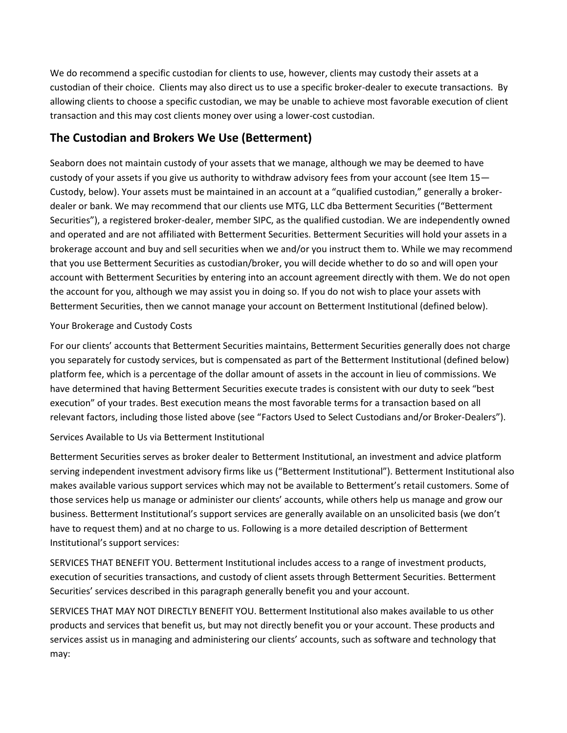We do recommend a specific custodian for clients to use, however, clients may custody their assets at a custodian of their choice. Clients may also direct us to use a specific broker-dealer to execute transactions. By allowing clients to choose a specific custodian, we may be unable to achieve most favorable execution of client transaction and this may cost clients money over using a lower-cost custodian.

## The Custodian and Brokers We Use (Betterment)

Seaborn does not maintain custody of your assets that we manage, although we may be deemed to have custody of your assets if you give us authority to withdraw advisory fees from your account (see Item 15—Custody, below). Your assets must be maintained in an account at a "qualified custodian," generally a broker-dealer or bank. We may recommend that our clients use MTG, LLC dba Betterment Securities ("Betterment Securities"), a registered broker-dealer, member SIPC, as the qualified custodian. We are independently owned and operated and are not affiliated with Betterment Securities. Betterment Securities will hold your assets in a brokerage account and buy and sell securities when we and/or you instruct them to. While we may recommend that you use Betterment Securities as custodian/broker, you will decide whether to do so and will open your account with Betterment Securities by entering into an account agreement directly with them. We do not open the account for you, although we may assist you in doing so. If you do not wish to place your assets with Betterment Securities, then we cannot manage your account on Betterment Institutional (defined below).

Your Brokerage and Custody Costs

For our clients' accounts that Betterment Securities maintains, Betterment Securities generally does not charge you separately for custody services, but is compensated as part of the Betterment Institutional (defined below) platform fee, which is a percentage of the dollar amount of assets in the account in lieu of commissions. We have determined that having Betterment Securities execute trades is consistent with our duty to seek "best execution" of your trades. Best execution means the most favorable terms for a transaction based on all relevant factors, including those listed above (see "Factors Used to Select Custodians and/or Broker-Dealers").

Services Available to Us via Betterment Institutional

Betterment Securities serves as broker dealer to Betterment Institutional, an investment and advice platform serving independent investment advisory firms like us ("Betterment Institutional"). Betterment Institutional also makes available various support services which may not be available to Betterment's retail customers. Some of those services help us manage or administer our clients' accounts, while others help us manage and grow our business. Betterment Institutional's support services are generally available on an unsolicited basis (we don't have to request them) and at no charge to us. Following is a more detailed description of Betterment Institutional's support services:

SERVICES THAT BENEFIT YOU. Betterment Institutional includes access to a range of investment products, execution of securities transactions, and custody of client assets through Betterment Securities. Betterment Securities' services described in this paragraph generally benefit you and your account.

SERVICES THAT MAY NOT DIRECTLY BENEFIT YOU. Betterment Institutional also makes available to us other products and services that benefit us, but may not directly benefit you or your account. These products and services assist us in managing and administering our clients' accounts, such as software and technology that may: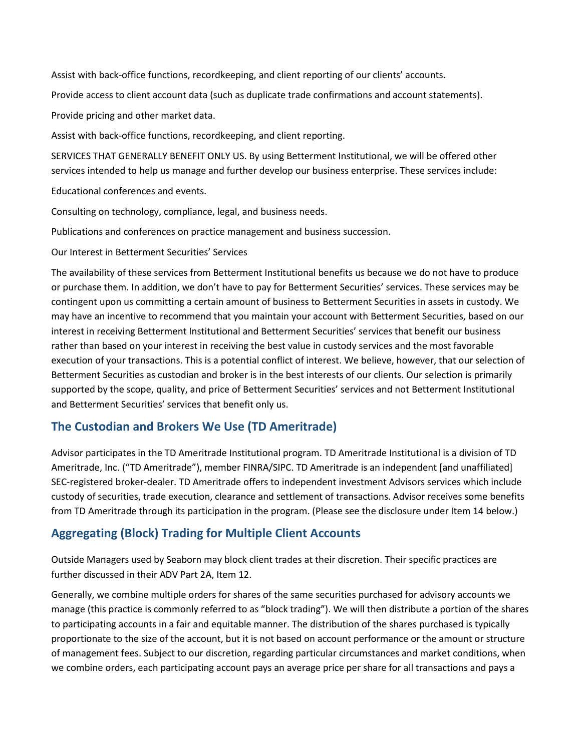Assist with back-office functions, recordkeeping, and client reporting of our clients' accounts.

Provide access to client account data (such as duplicate trade confirmations and account statements).

Provide pricing and other market data.

Assist with back-office functions, recordkeeping, and client reporting.

SERVICES THAT GENERALLY BENEFIT ONLY US. By using Betterment Institutional, we will be offered other services intended to help us manage and further develop our business enterprise. These services include:

Educational conferences and events.

Consulting on technology, compliance, legal, and business needs.

Publications and conferences on practice management and business succession.

Our Interest in Betterment Securities' Services

The availability of these services from Betterment Institutional benefits us because we do not have to produce or purchase them. In addition, we don't have to pay for Betterment Securities' services. These services may be contingent upon us committing a certain amount of business to Betterment Securities in assets in custody. We may have an incentive to recommend that you maintain your account with Betterment Securities, based on our interest in receiving Betterment Institutional and Betterment Securities' services that benefit our business rather than based on your interest in receiving the best value in custody services and the most favorable execution of your transactions. This is a potential conflict of interest. We believe, however, that our selection of Betterment Securities as custodian and broker is in the best interests of our clients. Our selection is primarily supported by the scope, quality, and price of Betterment Securities' services and not Betterment Institutional and Betterment Securities' services that benefit only us.

## The Custodian and Brokers We Use (TD Ameritrade)

Advisor participates in the TD Ameritrade Institutional program. TD Ameritrade Institutional is a division of TD Ameritrade, Inc. ("TD Ameritrade"), member FINRA/SIPC. TD Ameritrade is an independent [and unaffiliated] SEC-registered broker-dealer. TD Ameritrade offers to independent investment Advisors services which include custody of securities, trade execution, clearance and settlement of transactions. Advisor receives some benefits from TD Ameritrade through its participation in the program. (Please see the disclosure under Item 14 below.)

## Aggregating (Block) Trading for Multiple Client Accounts

Outside Managers used by Seaborn may block client trades at their discretion. Their specific practices are further discussed in their ADV Part 2A, Item 12.

Generally, we combine multiple orders for shares of the same securities purchased for advisory accounts we manage (this practice is commonly referred to as "block trading"). We will then distribute a portion of the shares to participating accounts in a fair and equitable manner. The distribution of the shares purchased is typically proportionate to the size of the account, but it is not based on account performance or the amount or structure of management fees. Subject to our discretion, regarding particular circumstances and market conditions, when we combine orders, each participating account pays an average price per share for all transactions and pays a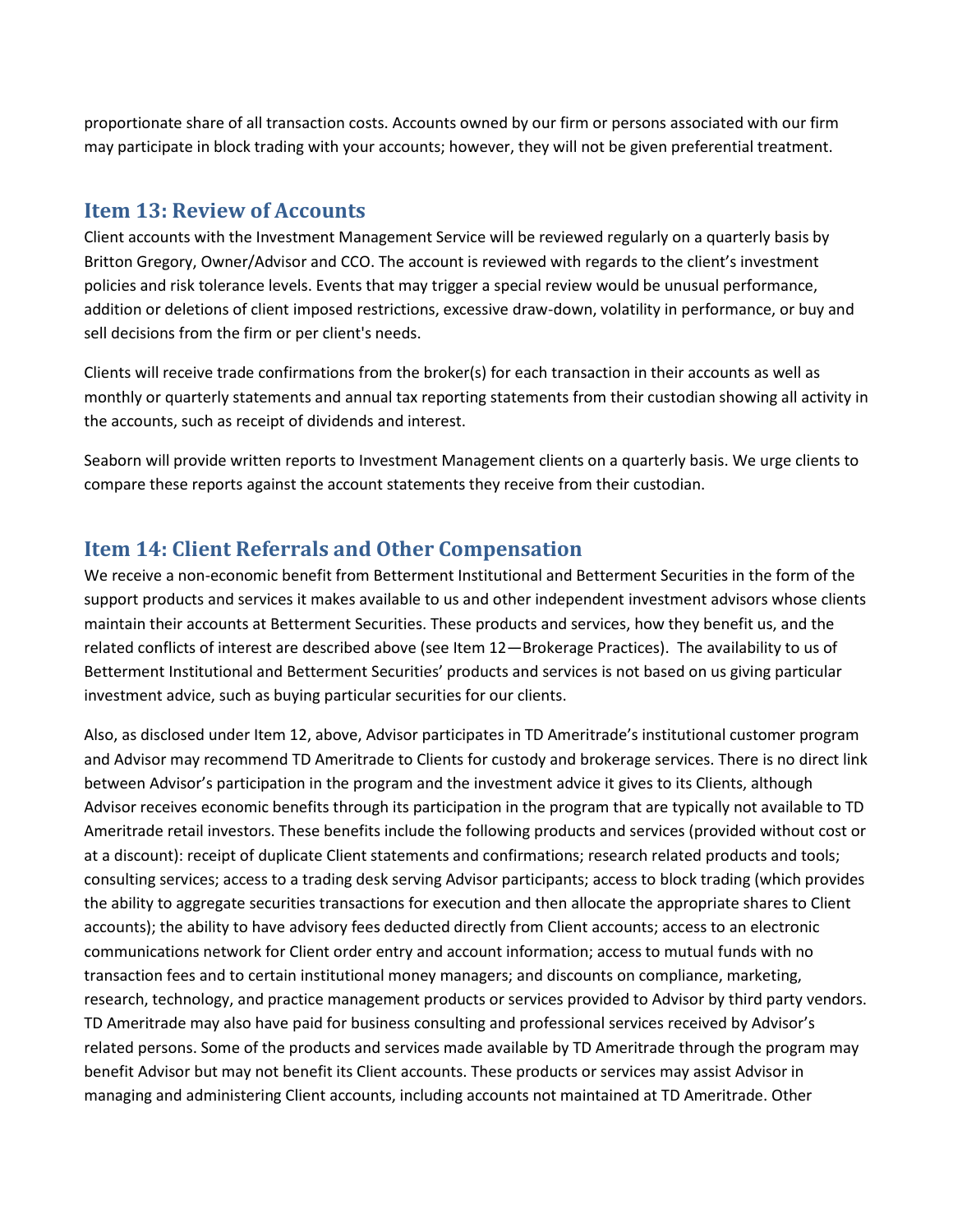proportionate share of all transaction costs. Accounts owned by our firm or persons associated with our firm may participate in block trading with your accounts; however, they will not be given preferential treatment.

## Item 13: Review of Accounts

Client accounts with the Investment Management Service will be reviewed regularly on a quarterly basis by Britton Gregory, Owner/Advisor and CCO. The account is reviewed with regards to the client's investment policies and risk tolerance levels. Events that may trigger a special review would be unusual performance, addition or deletions of client imposed restrictions, excessive draw-down, volatility in performance, or buy and sell decisions from the firm or per client's needs.

Clients will receive trade confirmations from the broker(s) for each transaction in their accounts as well as monthly or quarterly statements and annual tax reporting statements from their custodian showing all activity in the accounts, such as receipt of dividends and interest.

Seaborn will provide written reports to Investment Management clients on a quarterly basis. We urge clients to compare these reports against the account statements they receive from their custodian.

## Item 14: Client Referrals and Other Compensation

We receive a non-economic benefit from Betterment Institutional and Betterment Securities in the form of the support products and services it makes available to us and other independent investment advisors whose clients maintain their accounts at Betterment Securities. These products and services, how they benefit us, and the related conflicts of interest are described above (see Item 12—Brokerage Practices). The availability to us of Betterment Institutional and Betterment Securities' products and services is not based on us giving particular investment advice, such as buying particular securities for our clients.

Also, as disclosed under Item 12, above, Advisor participates in TD Ameritrade's institutional customer program and Advisor may recommend TD Ameritrade to Clients for custody and brokerage services. There is no direct link between Advisor's participation in the program and the investment advice it gives to its Clients, although Advisor receives economic benefits through its participation in the program that are typically not available to TD Ameritrade retail investors. These benefits include the following products and services (provided without cost or at a discount): receipt of duplicate Client statements and confirmations; research related products and tools; consulting services; access to a trading desk serving Advisor participants; access to block trading (which provides the ability to aggregate securities transactions for execution and then allocate the appropriate shares to Client accounts); the ability to have advisory fees deducted directly from Client accounts; access to an electronic communications network for Client order entry and account information; access to mutual funds with no transaction fees and to certain institutional money managers; and discounts on compliance, marketing, research, technology, and practice management products or services provided to Advisor by third party vendors. TD Ameritrade may also have paid for business consulting and professional services received by Advisor's related persons. Some of the products and services made available by TD Ameritrade through the program may benefit Advisor but may not benefit its Client accounts. These products or services may assist Advisor in managing and administering Client accounts, including accounts not maintained at TD Ameritrade. Other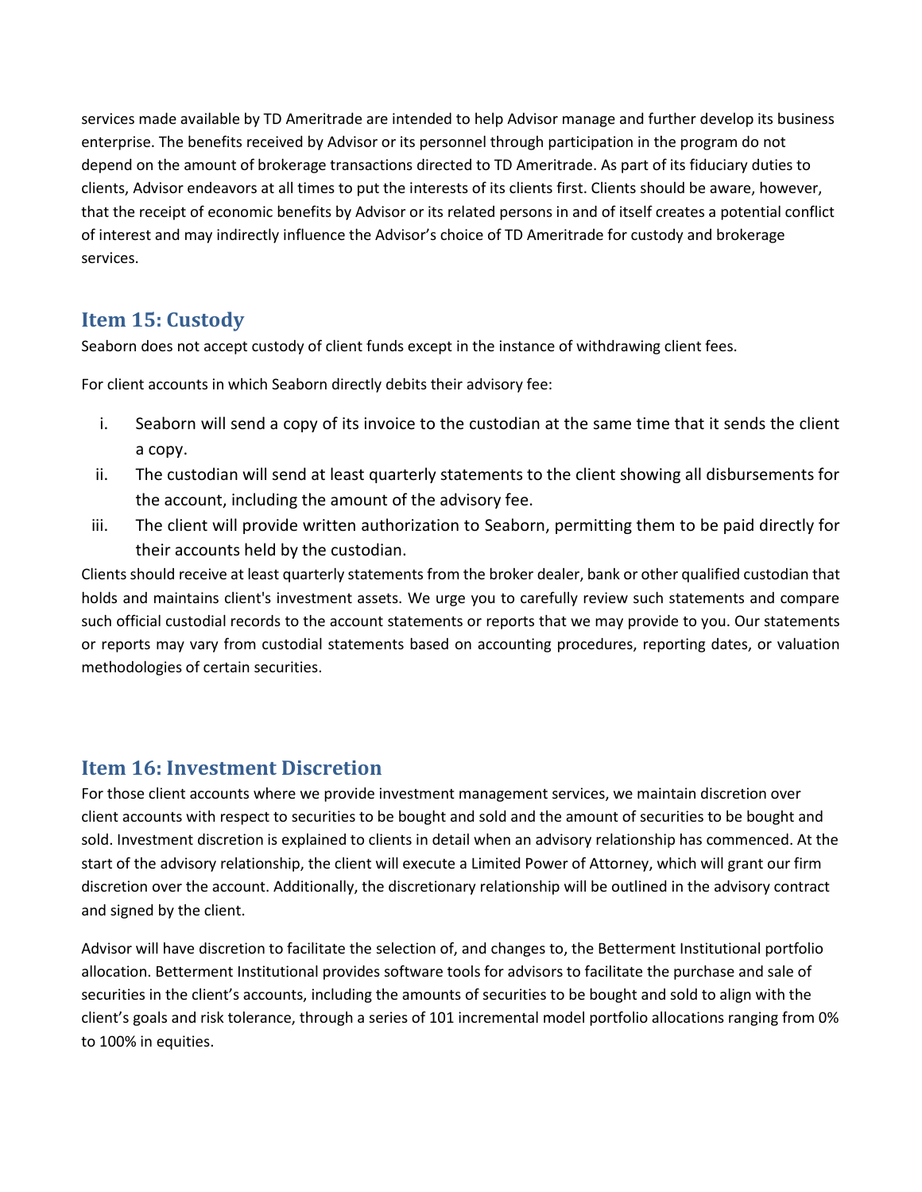services made available by TD Ameritrade are intended to help Advisor manage and further develop its business enterprise. The benefits received by Advisor or its personnel through participation in the program do not depend on the amount of brokerage transactions directed to TD Ameritrade. As part of its fiduciary duties to clients, Advisor endeavors at all times to put the interests of its clients first. Clients should be aware, however, that the receipt of economic benefits by Advisor or its related persons in and of itself creates a potential conflict of interest and may indirectly influence the Advisor's choice of TD Ameritrade for custody and brokerage services.

## Item 15: Custody

Seaborn does not accept custody of client funds except in the instance of withdrawing client fees.

For client accounts in which Seaborn directly debits their advisory fee:

i. Seaborn will send a copy of its invoice to the custodian at the same time that it sends the client a copy.
ii. The custodian will send at least quarterly statements to the client showing all disbursements for the account, including the amount of the advisory fee.
iii. The client will provide written authorization to Seaborn, permitting them to be paid directly for their accounts held by the custodian.

Clients should receive at least quarterly statements from the broker dealer, bank or other qualified custodian that holds and maintains client's investment assets. We urge you to carefully review such statements and compare such official custodial records to the account statements or reports that we may provide to you. Our statements or reports may vary from custodial statements based on accounting procedures, reporting dates, or valuation methodologies of certain securities.

## Item 16: Investment Discretion

For those client accounts where we provide investment management services, we maintain discretion over client accounts with respect to securities to be bought and sold and the amount of securities to be bought and sold. Investment discretion is explained to clients in detail when an advisory relationship has commenced. At the start of the advisory relationship, the client will execute a Limited Power of Attorney, which will grant our firm discretion over the account. Additionally, the discretionary relationship will be outlined in the advisory contract and signed by the client.

Advisor will have discretion to facilitate the selection of, and changes to, the Betterment Institutional portfolio allocation. Betterment Institutional provides software tools for advisors to facilitate the purchase and sale of securities in the client's accounts, including the amounts of securities to be bought and sold to align with the client's goals and risk tolerance, through a series of 101 incremental model portfolio allocations ranging from 0% to 100% in equities.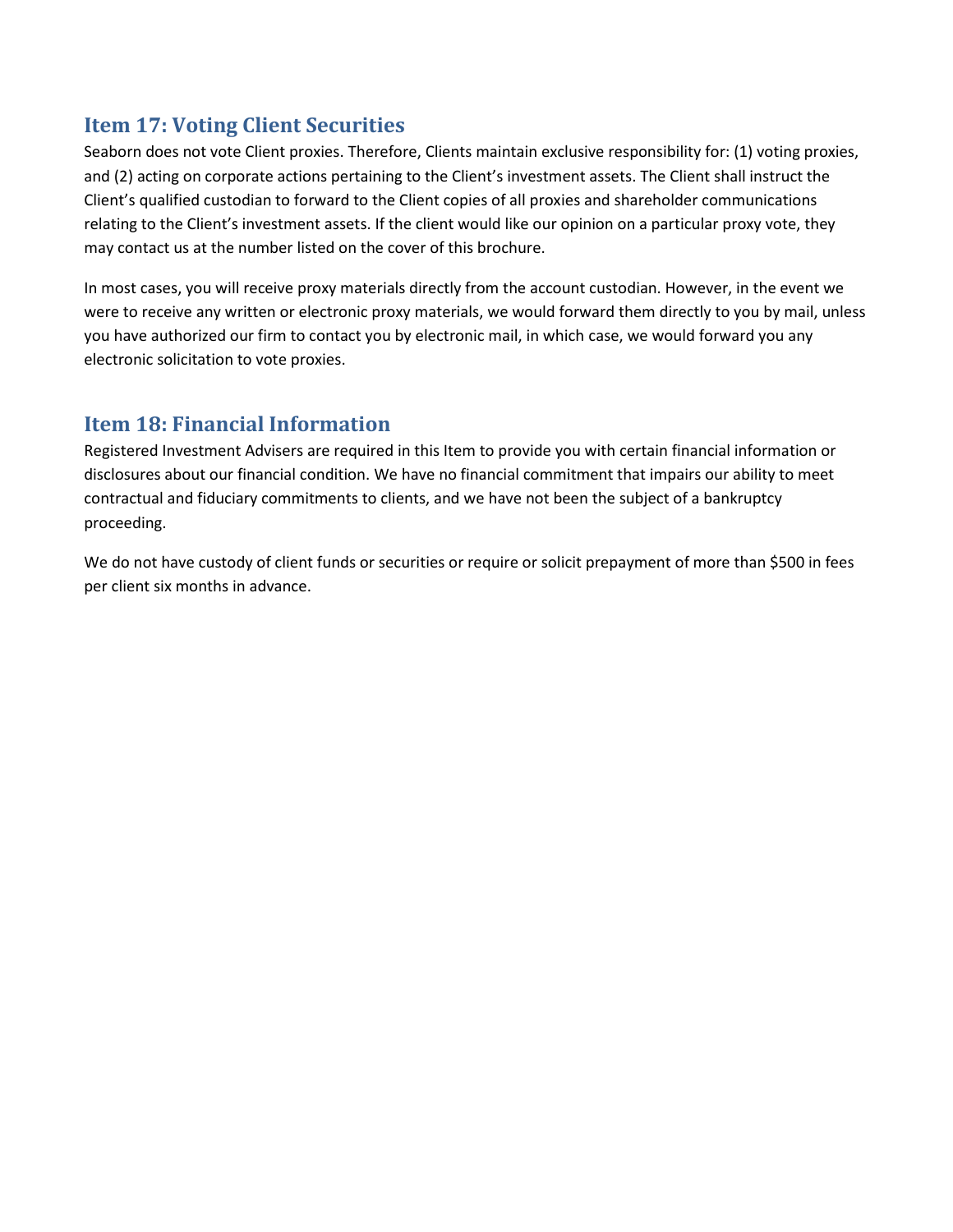## Item 17: Voting Client Securities

Seaborn does not vote Client proxies. Therefore, Clients maintain exclusive responsibility for: (1) voting proxies, and (2) acting on corporate actions pertaining to the Client's investment assets. The Client shall instruct the Client's qualified custodian to forward to the Client copies of all proxies and shareholder communications relating to the Client's investment assets. If the client would like our opinion on a particular proxy vote, they may contact us at the number listed on the cover of this brochure.

In most cases, you will receive proxy materials directly from the account custodian. However, in the event we were to receive any written or electronic proxy materials, we would forward them directly to you by mail, unless you have authorized our firm to contact you by electronic mail, in which case, we would forward you any electronic solicitation to vote proxies.

## Item 18: Financial Information

Registered Investment Advisers are required in this Item to provide you with certain financial information or disclosures about our financial condition. We have no financial commitment that impairs our ability to meet contractual and fiduciary commitments to clients, and we have not been the subject of a bankruptcy proceeding.

We do not have custody of client funds or securities or require or solicit prepayment of more than $500 in fees per client six months in advance.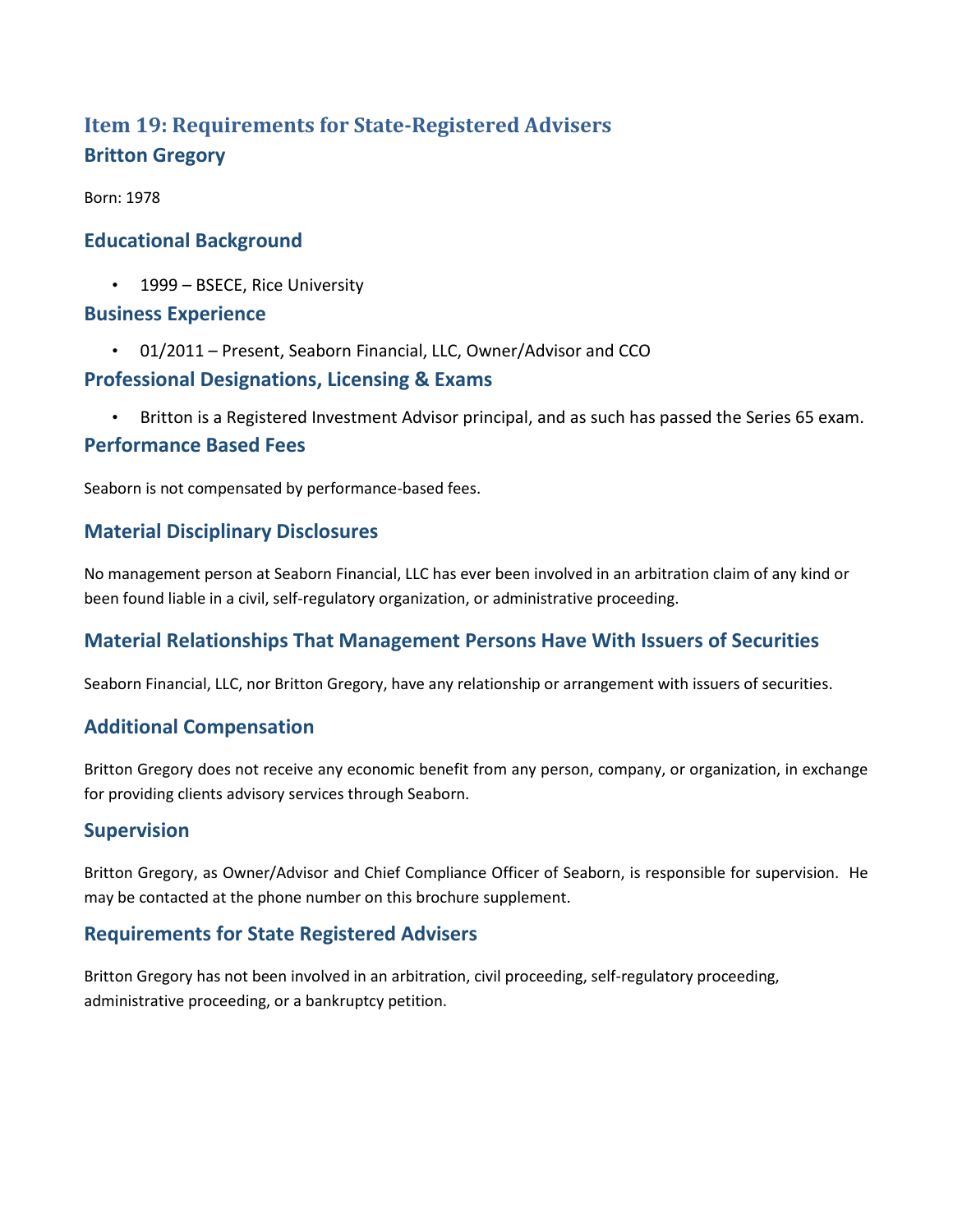## Item 19: Requirements for State-Registered Advisers

### Britton Gregory

Born: 1978

### Educational Background

- 1999 – BSECE, Rice University

### Business Experience

- 01/2011 – Present, Seaborn Financial, LLC, Owner/Advisor and CCO

### Professional Designations, Licensing & Exams

- Britton is a Registered Investment Advisor principal, and as such has passed the Series 65 exam.

### Performance Based Fees

Seaborn is not compensated by performance-based fees.

### Material Disciplinary Disclosures

No management person at Seaborn Financial, LLC has ever been involved in an arbitration claim of any kind or been found liable in a civil, self-regulatory organization, or administrative proceeding.

### Material Relationships That Management Persons Have With Issuers of Securities

Seaborn Financial, LLC, nor Britton Gregory, have any relationship or arrangement with issuers of securities.

### Additional Compensation

Britton Gregory does not receive any economic benefit from any person, company, or organization, in exchange for providing clients advisory services through Seaborn.

### Supervision

Britton Gregory, as Owner/Advisor and Chief Compliance Officer of Seaborn, is responsible for supervision. He may be contacted at the phone number on this brochure supplement.

### Requirements for State Registered Advisers

Britton Gregory has not been involved in an arbitration, civil proceeding, self-regulatory proceeding, administrative proceeding, or a bankruptcy petition.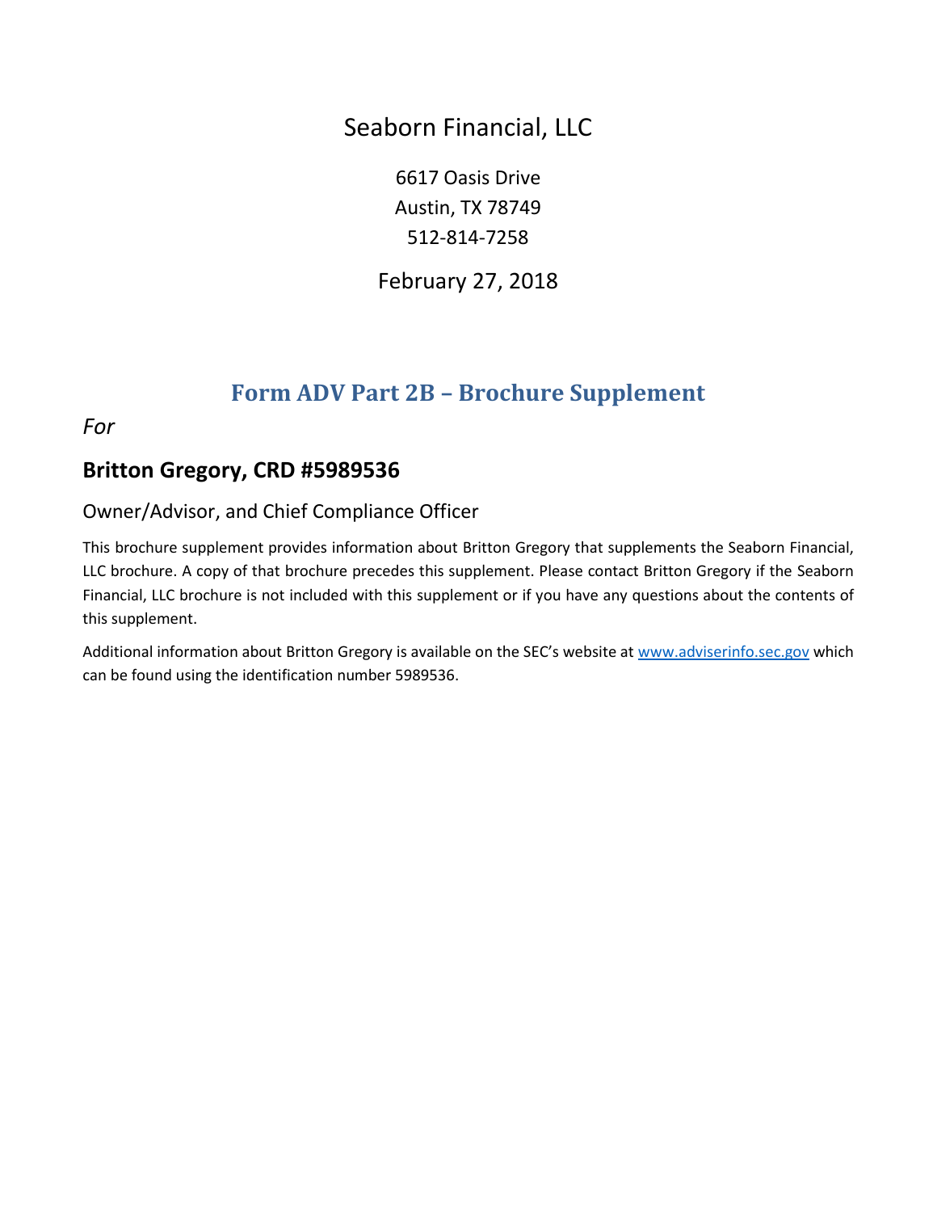Seaborn Financial, LLC

6617 Oasis Drive
Austin, TX 78749
512-814-7258

February 27, 2018

# Form ADV Part 2B – Brochure Supplement

*For*

## Britton Gregory, CRD #5989536

Owner/Advisor, and Chief Compliance Officer

This brochure supplement provides information about Britton Gregory that supplements the Seaborn Financial, LLC brochure. A copy of that brochure precedes this supplement. Please contact Britton Gregory if the Seaborn Financial, LLC brochure is not included with this supplement or if you have any questions about the contents of this supplement.

Additional information about Britton Gregory is available on the SEC's website at www.adviserinfo.sec.gov which can be found using the identification number 5989536.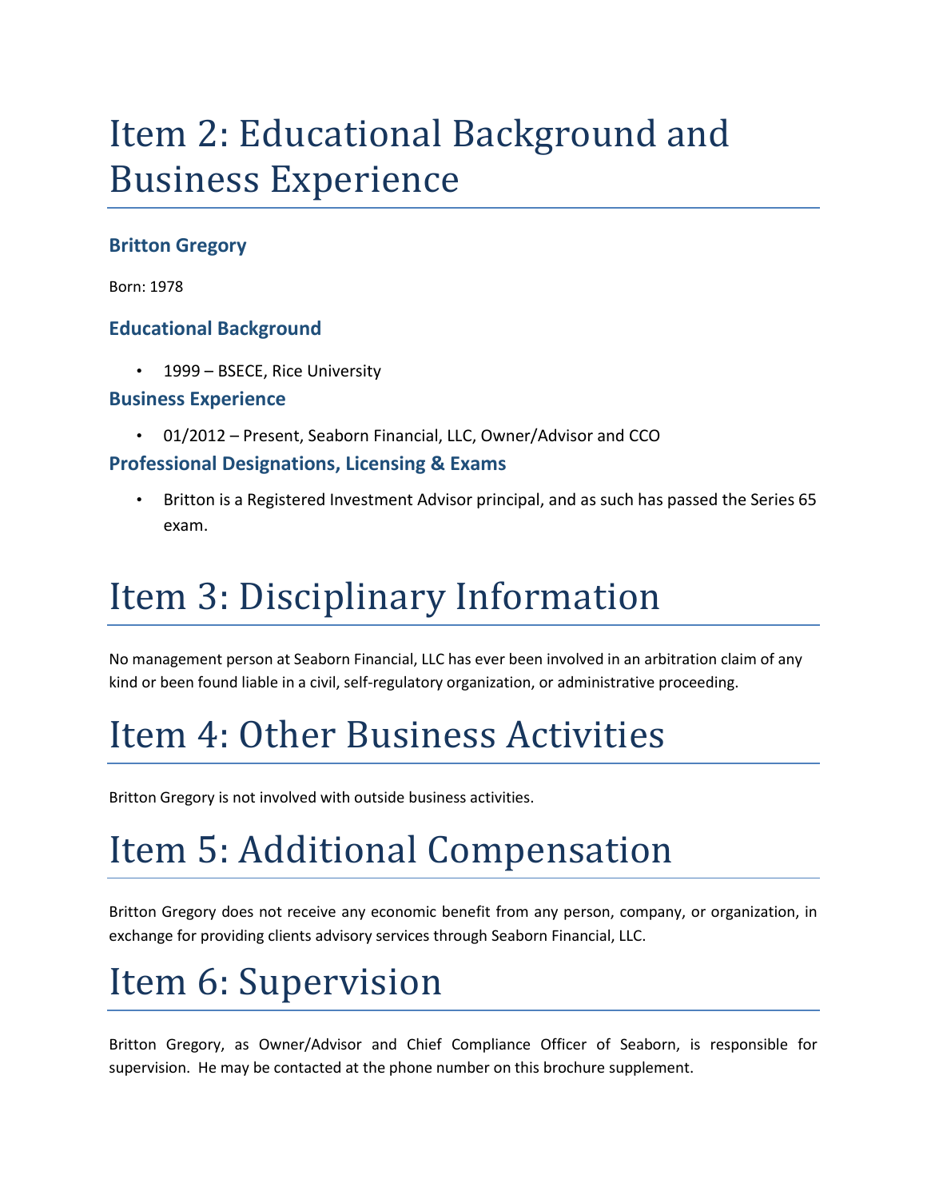# Item 2: Educational Background and Business Experience

### Britton Gregory

Born: 1978

### Educational Background

- 1999 – BSECE, Rice University

### Business Experience

- 01/2012 – Present, Seaborn Financial, LLC, Owner/Advisor and CCO

### Professional Designations, Licensing & Exams

- Britton is a Registered Investment Advisor principal, and as such has passed the Series 65 exam.

# Item 3: Disciplinary Information

No management person at Seaborn Financial, LLC has ever been involved in an arbitration claim of any kind or been found liable in a civil, self-regulatory organization, or administrative proceeding.

# Item 4: Other Business Activities

Britton Gregory is not involved with outside business activities.

# Item 5: Additional Compensation

Britton Gregory does not receive any economic benefit from any person, company, or organization, in exchange for providing clients advisory services through Seaborn Financial, LLC.

# Item 6: Supervision

Britton Gregory, as Owner/Advisor and Chief Compliance Officer of Seaborn, is responsible for supervision. He may be contacted at the phone number on this brochure supplement.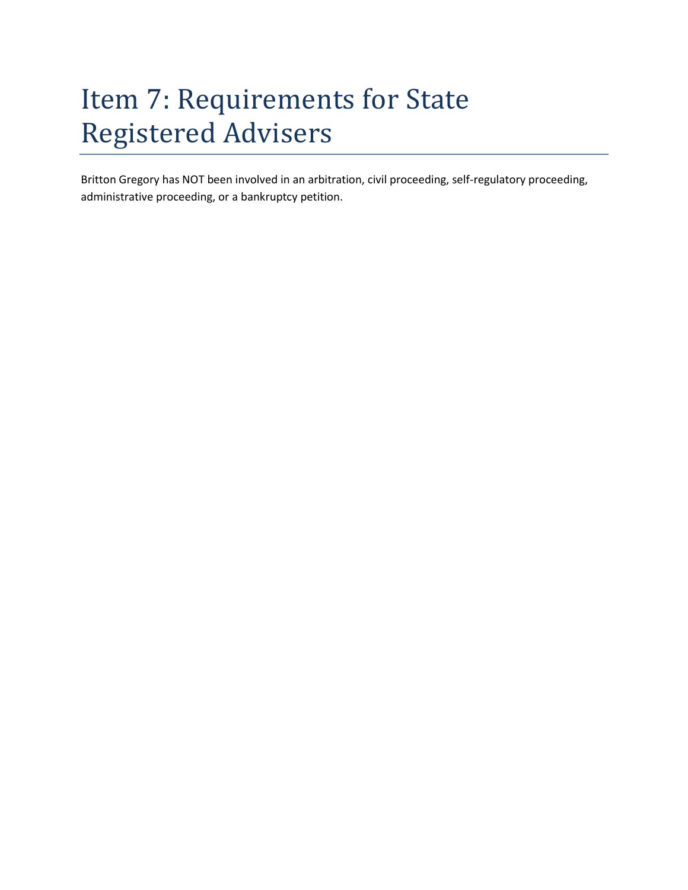# Item 7: Requirements for State Registered Advisers

Britton Gregory has NOT been involved in an arbitration, civil proceeding, self-regulatory proceeding, administrative proceeding, or a bankruptcy petition.